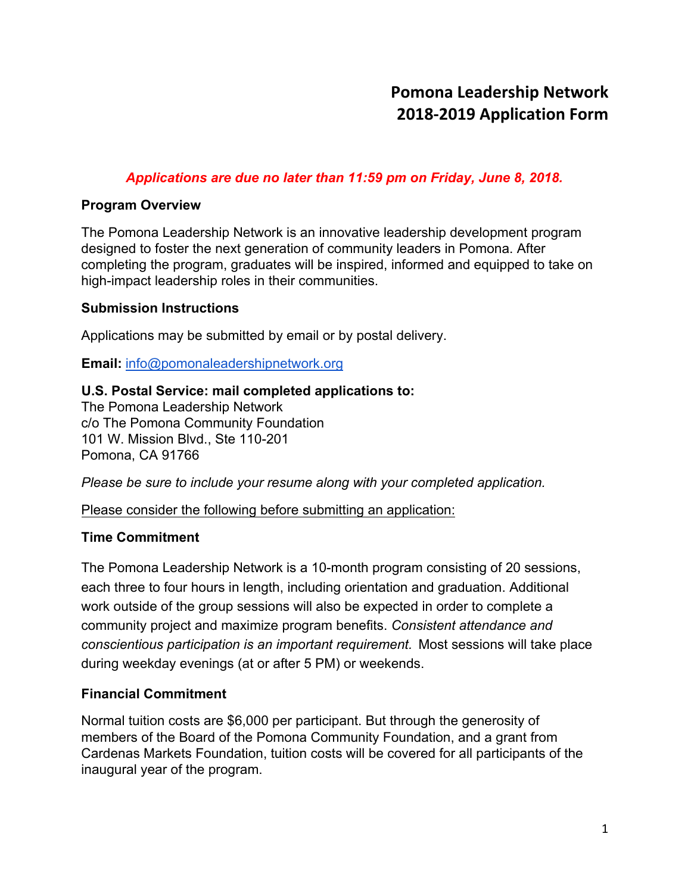# Pomona Leadership Network
# 2018-2019 Application Form

***Applications are due no later than 11:59 pm on Friday, June 8, 2018.***

**Program Overview**

The Pomona Leadership Network is an innovative leadership development program designed to foster the next generation of community leaders in Pomona. After completing the program, graduates will be inspired, informed and equipped to take on high-impact leadership roles in their communities.

**Submission Instructions**

Applications may be submitted by email or by postal delivery.

**Email:** info@pomonaleadershipnetwork.org

**U.S. Postal Service: mail completed applications to:**
The Pomona Leadership Network
c/o The Pomona Community Foundation
101 W. Mission Blvd., Ste 110-201
Pomona, CA 91766

*Please be sure to include your resume along with your completed application.*

Please consider the following before submitting an application:

**Time Commitment**

The Pomona Leadership Network is a 10-month program consisting of 20 sessions, each three to four hours in length, including orientation and graduation. Additional work outside of the group sessions will also be expected in order to complete a community project and maximize program benefits. *Consistent attendance and conscientious participation is an important requirement.* Most sessions will take place during weekday evenings (at or after 5 PM) or weekends.

**Financial Commitment**

Normal tuition costs are $6,000 per participant. But through the generosity of members of the Board of the Pomona Community Foundation, and a grant from Cardenas Markets Foundation, tuition costs will be covered for all participants of the inaugural year of the program.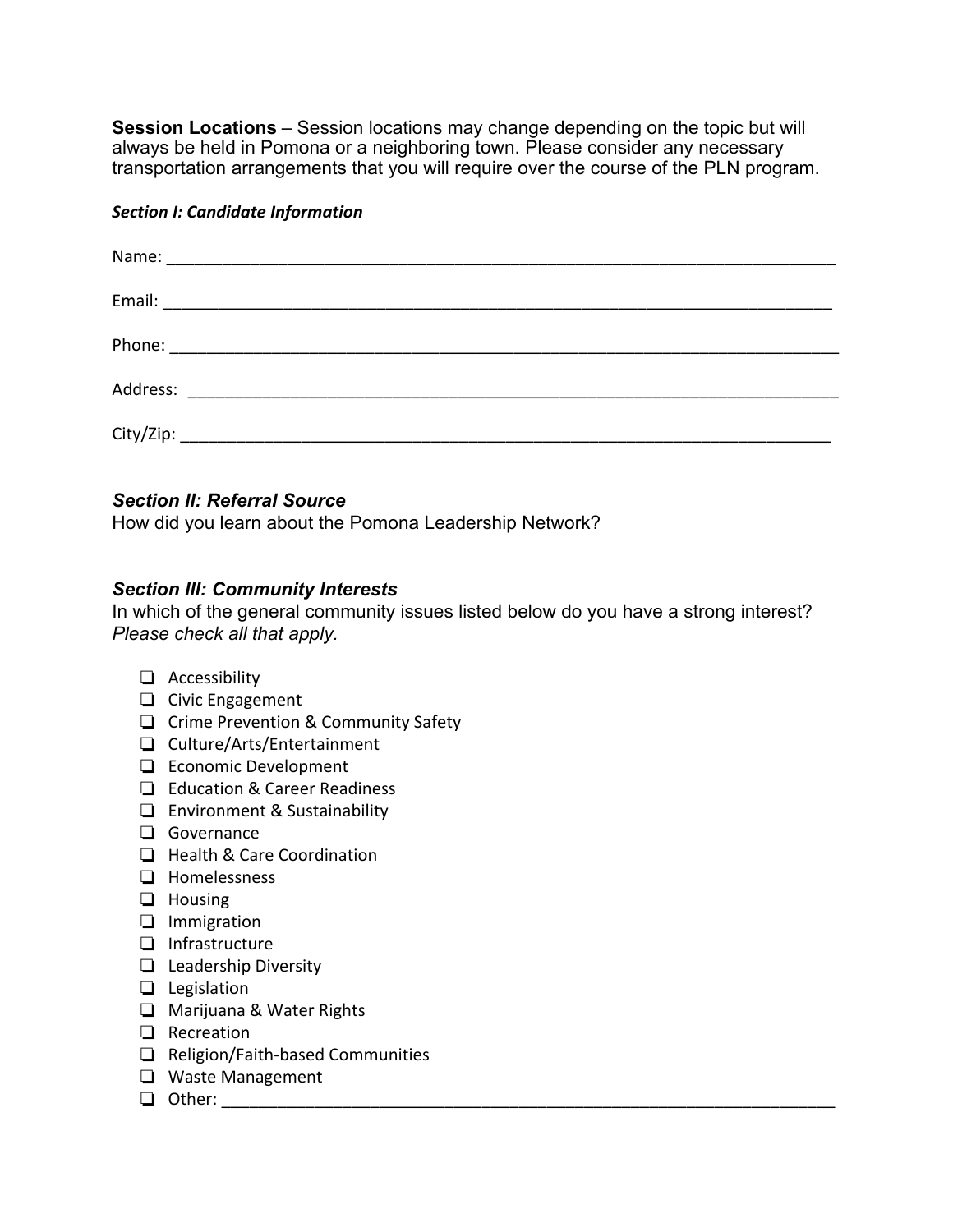**Session Locations** – Session locations may change depending on the topic but will always be held in Pomona or a neighboring town. Please consider any necessary transportation arrangements that you will require over the course of the PLN program.

### *Section I: Candidate Information*

Name: ___________________________________________________________________________

Email: __________________________________________________________________________

Phone: __________________________________________________________________________

Address: ________________________________________________________________________

City/Zip: _______________________________________________________________________

### *Section II: Referral Source*

How did you learn about the Pomona Leadership Network?

### *Section III: Community Interests*

In which of the general community issues listed below do you have a strong interest? *Please check all that apply.*

- ❏ Accessibility
- ❏ Civic Engagement
- ❏ Crime Prevention & Community Safety
- ❏ Culture/Arts/Entertainment
- ❏ Economic Development
- ❏ Education & Career Readiness
- ❏ Environment & Sustainability
- ❏ Governance
- ❏ Health & Care Coordination
- ❏ Homelessness
- ❏ Housing
- ❏ Immigration
- ❏ Infrastructure
- ❏ Leadership Diversity
- ❏ Legislation
- ❏ Marijuana & Water Rights
- ❏ Recreation
- ❏ Religion/Faith-based Communities
- ❏ Waste Management
- ❏ Other: ____________________________________________________________________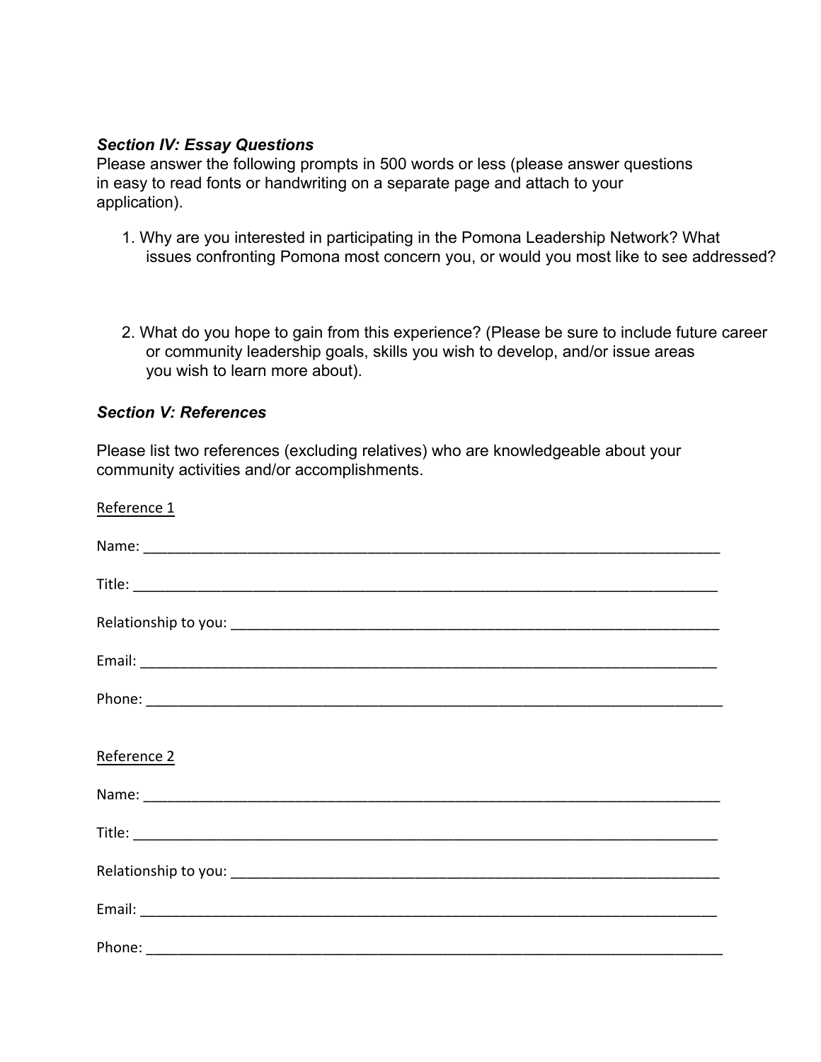### *Section IV: Essay Questions*

Please answer the following prompts in 500 words or less (please answer questions in easy to read fonts or handwriting on a separate page and attach to your application).

1. Why are you interested in participating in the Pomona Leadership Network? What issues confronting Pomona most concern you, or would you most like to see addressed?

2. What do you hope to gain from this experience? (Please be sure to include future career or community leadership goals, skills you wish to develop, and/or issue areas you wish to learn more about).

### *Section V: References*

Please list two references (excluding relatives) who are knowledgeable about your community activities and/or accomplishments.

Reference 1

Name: ___________________________________________________________________________

Title: ____________________________________________________________________________

Relationship to you: _______________________________________________________________

Email: ___________________________________________________________________________

Phone: ___________________________________________________________________________

Reference 2

Name: ___________________________________________________________________________

Title: ____________________________________________________________________________

Relationship to you: _______________________________________________________________

Email: ___________________________________________________________________________

Phone: ___________________________________________________________________________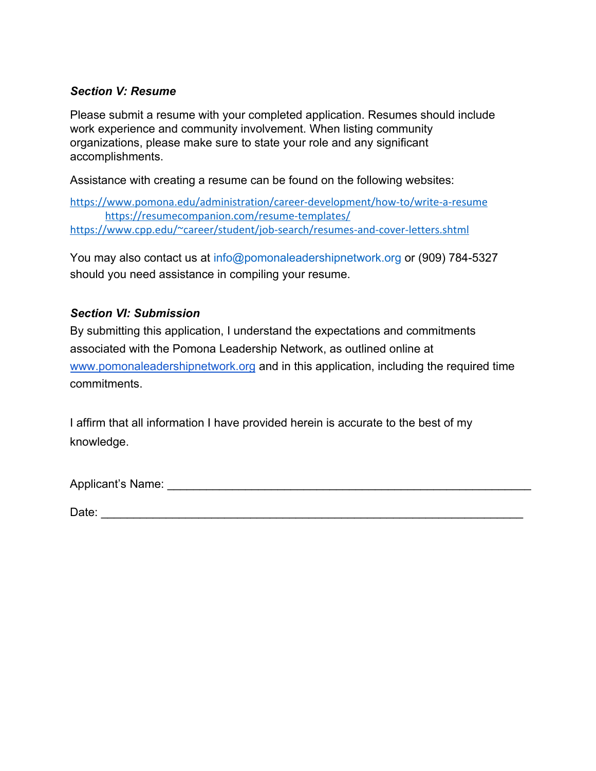***Section V: Resume***

Please submit a resume with your completed application. Resumes should include work experience and community involvement. When listing community organizations, please make sure to state your role and any significant accomplishments.

Assistance with creating a resume can be found on the following websites:

https://www.pomona.edu/administration/career-development/how-to/write-a-resume
https://resumecompanion.com/resume-templates/
https://www.cpp.edu/~career/student/job-search/resumes-and-cover-letters.shtml

You may also contact us at info@pomonaleadershipnetwork.org or (909) 784-5327 should you need assistance in compiling your resume.

***Section VI: Submission***

By submitting this application, I understand the expectations and commitments associated with the Pomona Leadership Network, as outlined online at www.pomonaleadershipnetwork.org and in this application, including the required time commitments.

I affirm that all information I have provided herein is accurate to the best of my knowledge.

Applicant's Name: ____________________________________________________

Date: ____________________________________________________________